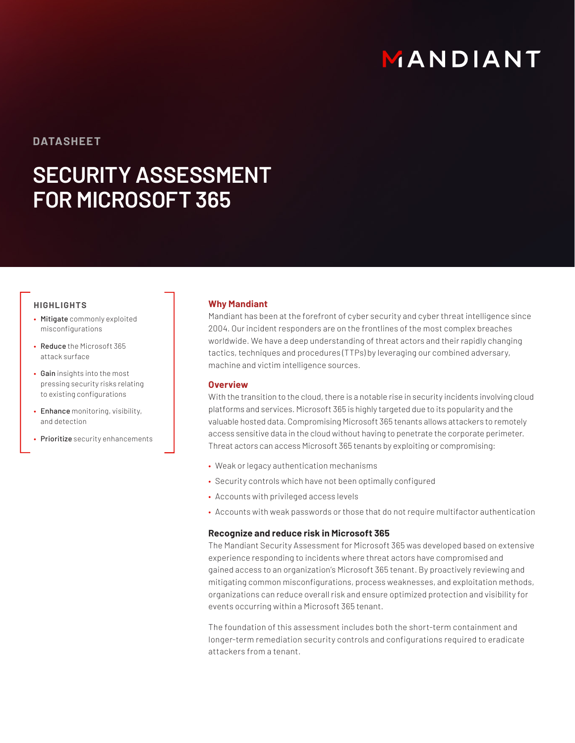MANDIANT

DATASHEET

# SECURITY ASSESSMENT FOR MICROSOFT 365

### HIGHLIGHTS

- **Mitigate** commonly exploited misconfigurations
- **Reduce** the Microsoft 365 attack surface
- **Gain** insights into the most pressing security risks relating to existing configurations
- **Enhance** monitoring, visibility, and detection
- **Prioritize** security enhancements

## Why Mandiant

Mandiant has been at the forefront of cyber security and cyber threat intelligence since 2004. Our incident responders are on the frontlines of the most complex breaches worldwide. We have a deep understanding of threat actors and their rapidly changing tactics, techniques and procedures (TTPs) by leveraging our combined adversary, machine and victim intelligence sources.

## Overview

With the transition to the cloud, there is a notable rise in security incidents involving cloud platforms and services. Microsoft 365 is highly targeted due to its popularity and the valuable hosted data. Compromising Microsoft 365 tenants allows attackers to remotely access sensitive data in the cloud without having to penetrate the corporate perimeter. Threat actors can access Microsoft 365 tenants by exploiting or compromising:

- Weak or legacy authentication mechanisms
- Security controls which have not been optimally configured
- Accounts with privileged access levels
- Accounts with weak passwords or those that do not require multifactor authentication

### Recognize and reduce risk in Microsoft 365

The Mandiant Security Assessment for Microsoft 365 was developed based on extensive experience responding to incidents where threat actors have compromised and gained access to an organization's Microsoft 365 tenant. By proactively reviewing and mitigating common misconfigurations, process weaknesses, and exploitation methods, organizations can reduce overall risk and ensure optimized protection and visibility for events occurring within a Microsoft 365 tenant.

The foundation of this assessment includes both the short-term containment and longer-term remediation security controls and configurations required to eradicate attackers from a tenant.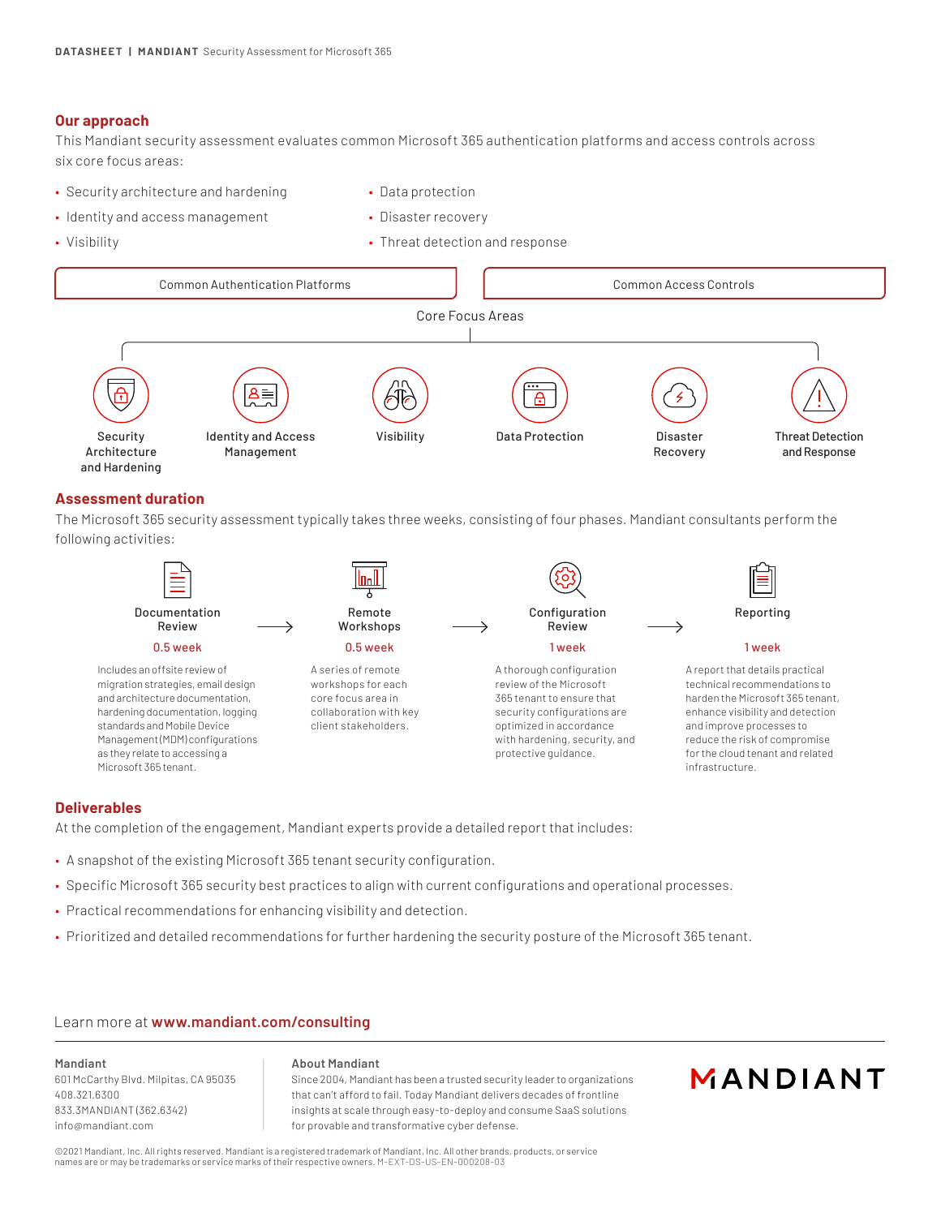## Our approach

This Mandiant security assessment evaluates common Microsoft 365 authentication platforms and access controls across six core focus areas:

- Security architecture and hardening
- Identity and access management
- Visibility
- Data protection
- Disaster recovery
- Threat detection and response

Common Authentication Platforms

Common Access Controls

Core Focus Areas

Security Architecture and Hardening

Identity and Access Management

Visibility

Data Protection

Disaster Recovery

Threat Detection and Response

## Assessment duration

The Microsoft 365 security assessment typically takes three weeks, consisting of four phases. Mandiant consultants perform the following activities:

**Documentation Review**
0.5 week
Includes an offsite review of migration strategies, email design and architecture documentation, hardening documentation, logging standards and Mobile Device Management (MDM) configurations as they relate to accessing a Microsoft 365 tenant.

**Remote Workshops**
0.5 week
A series of remote workshops for each core focus area in collaboration with key client stakeholders.

**Configuration Review**
1 week
A thorough configuration review of the Microsoft 365 tenant to ensure that security configurations are optimized in accordance with hardening, security, and protective guidance.

**Reporting**
1 week
A report that details practical technical recommendations to harden the Microsoft 365 tenant, enhance visibility and detection and improve processes to reduce the risk of compromise for the cloud tenant and related infrastructure.

## Deliverables

At the completion of the engagement, Mandiant experts provide a detailed report that includes:

- A snapshot of the existing Microsoft 365 tenant security configuration.
- Specific Microsoft 365 security best practices to align with current configurations and operational processes.
- Practical recommendations for enhancing visibility and detection.
- Prioritized and detailed recommendations for further hardening the security posture of the Microsoft 365 tenant.

Learn more at **www.mandiant.com/consulting**

**Mandiant**
601 McCarthy Blvd. Milpitas, CA 95035
408.321.6300
833.3MANDIANT (362.6342)
info@mandiant.com

**About Mandiant**
Since 2004, Mandiant has been a trusted security leader to organizations that can't afford to fail. Today Mandiant delivers decades of frontline insights at scale through easy-to-deploy and consume SaaS solutions for provable and transformative cyber defense.

MANDIANT

©2021 Mandiant, Inc. All rights reserved. Mandiant is a registered trademark of Mandiant, Inc. All other brands, products, or service names are or may be trademarks or service marks of their respective owners. M-EXT-DS-US-EN-000208-03